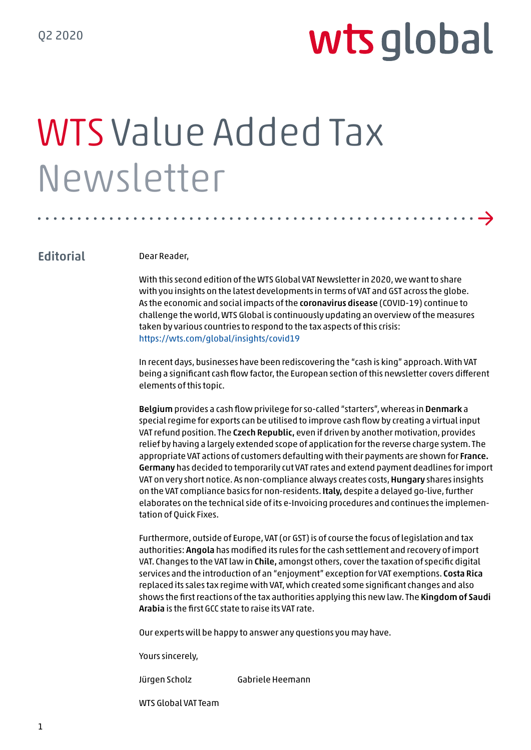Q2 2020

# WTS Value Added Tax Newsletter

## Editorial

Dear Reader,

With this second edition of the WTS Global VAT Newsletter in 2020, we want to share with you insights on the latest developments in terms of VAT and GST across the globe. As the economic and social impacts of the **coronavirus disease** (COVID-19) continue to challenge the world, WTS Global is continuously updating an overview of the measures taken by various countries to respond to the tax aspects of this crisis: https://wts.com/global/insights/covid19

In recent days, businesses have been rediscovering the "cash is king" approach. With VAT being a significant cash flow factor, the European section of this newsletter covers different elements of this topic.

**Belgium** provides a cash flow privilege for so-called "starters", whereas in **Denmark** a special regime for exports can be utilised to improve cash flow by creating a virtual input VAT refund position. The **Czech Republic,** even if driven by another motivation, provides relief by having a largely extended scope of application for the reverse charge system. The appropriate VAT actions of customers defaulting with their payments are shown for **France. Germany** has decided to temporarily cut VAT rates and extend payment deadlines for import VAT on very short notice. As non-compliance always creates costs, **Hungary** shares insights on the VAT compliance basics for non-residents. **Italy,** despite a delayed go-live, further elaborates on the technical side of its e-Invoicing procedures and continues the implementation of Quick Fixes.

Furthermore, outside of Europe, VAT (or GST) is of course the focus of legislation and tax authorities: **Angola** has modified its rules for the cash settlement and recovery of import VAT. Changes to the VAT law in **Chile,** amongst others, cover the taxation of specific digital services and the introduction of an "enjoyment" exception for VAT exemptions. **Costa Rica** replaced its sales tax regime with VAT, which created some significant changes and also shows the first reactions of the tax authorities applying this new law. The **Kingdom of Saudi Arabia** is the first GCC state to raise its VAT rate.

Our experts will be happy to answer any questions you may have.

Yours sincerely,

Jürgen Scholz Gabriele Heemann

WTS Global VAT Team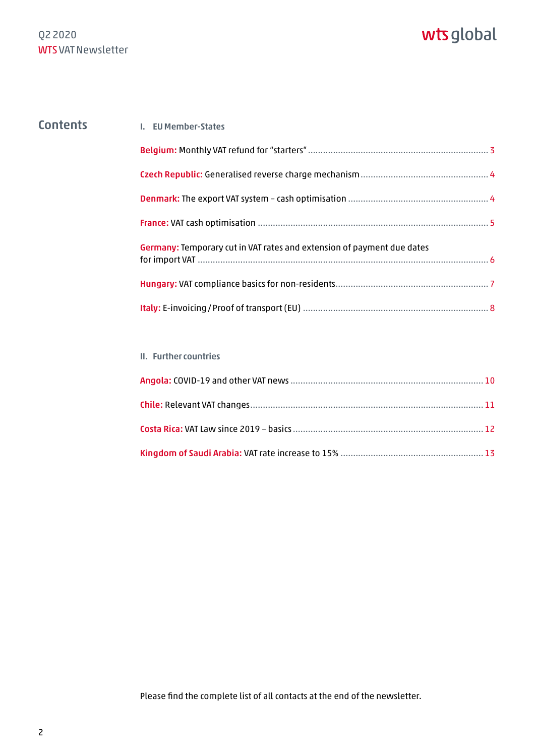# Contents

## I. EU Member-States

**Belgium:** Monthly VAT refund for "starters" .......... 3

**Czech Republic:** Generalised reverse charge mechanism .......... 4

**Denmark:** The export VAT system – cash optimisation .......... 4

**France:** VAT cash optimisation .......... 5

**Germany:** Temporary cut in VAT rates and extension of payment due dates for import VAT .......... 6

**Hungary:** VAT compliance basics for non-residents .......... 7

**Italy:** E-invoicing / Proof of transport (EU) .......... 8

## II. Further countries

**Angola:** COVID-19 and other VAT news .......... 10

**Chile:** Relevant VAT changes .......... 11

**Costa Rica:** VAT Law since 2019 – basics .......... 12

**Kingdom of Saudi Arabia:** VAT rate increase to 15% .......... 13

Please find the complete list of all contacts at the end of the newsletter.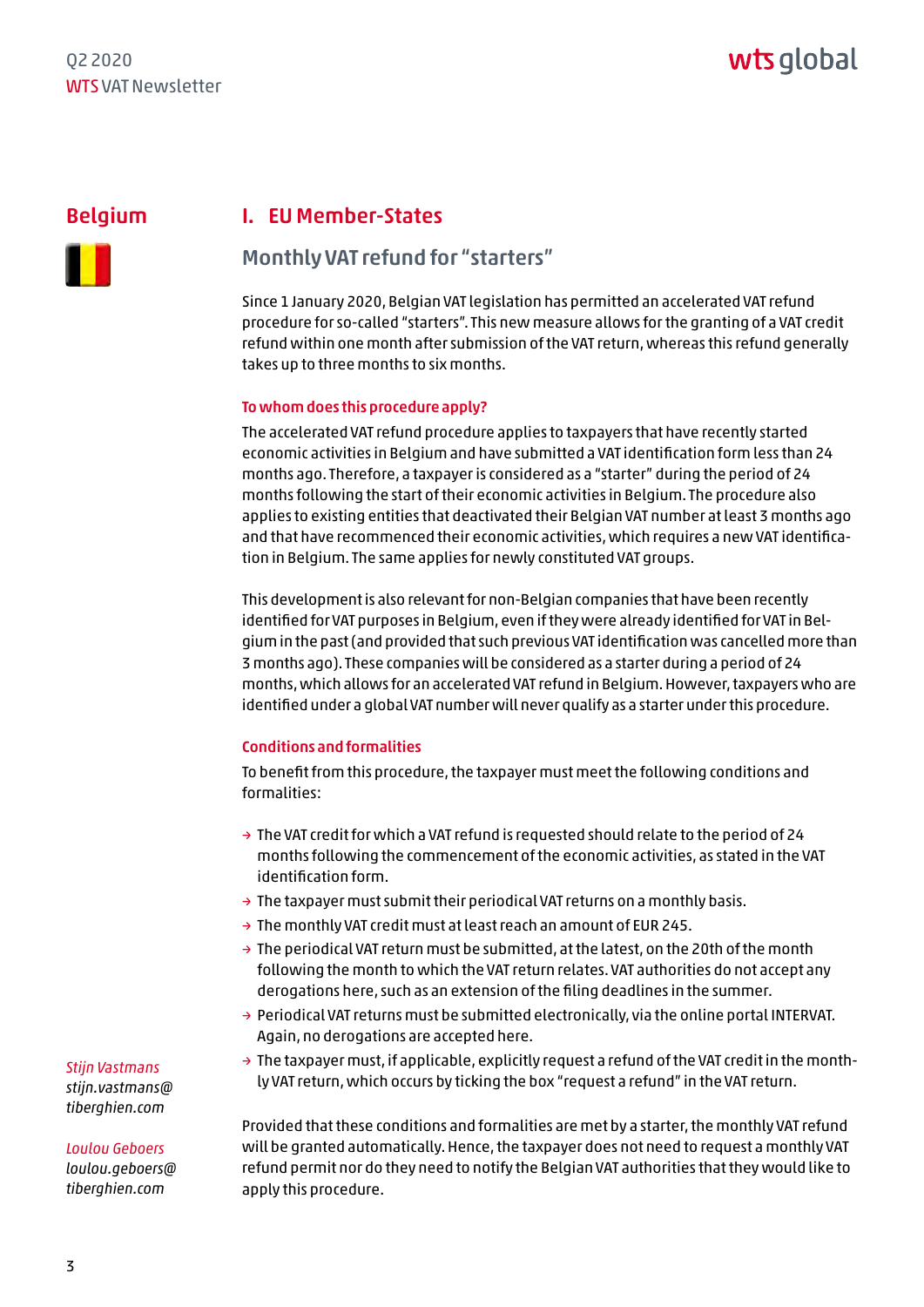## Belgium

## I. EU Member-States

### Monthly VAT refund for "starters"

Since 1 January 2020, Belgian VAT legislation has permitted an accelerated VAT refund procedure for so-called "starters". This new measure allows for the granting of a VAT credit refund within one month after submission of the VAT return, whereas this refund generally takes up to three months to six months.

#### To whom does this procedure apply?

The accelerated VAT refund procedure applies to taxpayers that have recently started economic activities in Belgium and have submitted a VAT identification form less than 24 months ago. Therefore, a taxpayer is considered as a "starter" during the period of 24 months following the start of their economic activities in Belgium. The procedure also applies to existing entities that deactivated their Belgian VAT number at least 3 months ago and that have recommenced their economic activities, which requires a new VAT identification in Belgium. The same applies for newly constituted VAT groups.

This development is also relevant for non-Belgian companies that have been recently identified for VAT purposes in Belgium, even if they were already identified for VAT in Belgium in the past (and provided that such previous VAT identification was cancelled more than 3 months ago). These companies will be considered as a starter during a period of 24 months, which allows for an accelerated VAT refund in Belgium. However, taxpayers who are identified under a global VAT number will never qualify as a starter under this procedure.

#### Conditions and formalities

To benefit from this procedure, the taxpayer must meet the following conditions and formalities:

- The VAT credit for which a VAT refund is requested should relate to the period of 24 months following the commencement of the economic activities, as stated in the VAT identification form.
- The taxpayer must submit their periodical VAT returns on a monthly basis.
- The monthly VAT credit must at least reach an amount of EUR 245.
- The periodical VAT return must be submitted, at the latest, on the 20th of the month following the month to which the VAT return relates. VAT authorities do not accept any derogations here, such as an extension of the filing deadlines in the summer.
- Periodical VAT returns must be submitted electronically, via the online portal INTERVAT. Again, no derogations are accepted here.
- The taxpayer must, if applicable, explicitly request a refund of the VAT credit in the monthly VAT return, which occurs by ticking the box "request a refund" in the VAT return.

Provided that these conditions and formalities are met by a starter, the monthly VAT refund will be granted automatically. Hence, the taxpayer does not need to request a monthly VAT refund permit nor do they need to notify the Belgian VAT authorities that they would like to apply this procedure.

*Stijn Vastmans*
*stijn.vastmans@tiberghien.com*

*Loulou Geboers*
*loulou.geboers@tiberghien.com*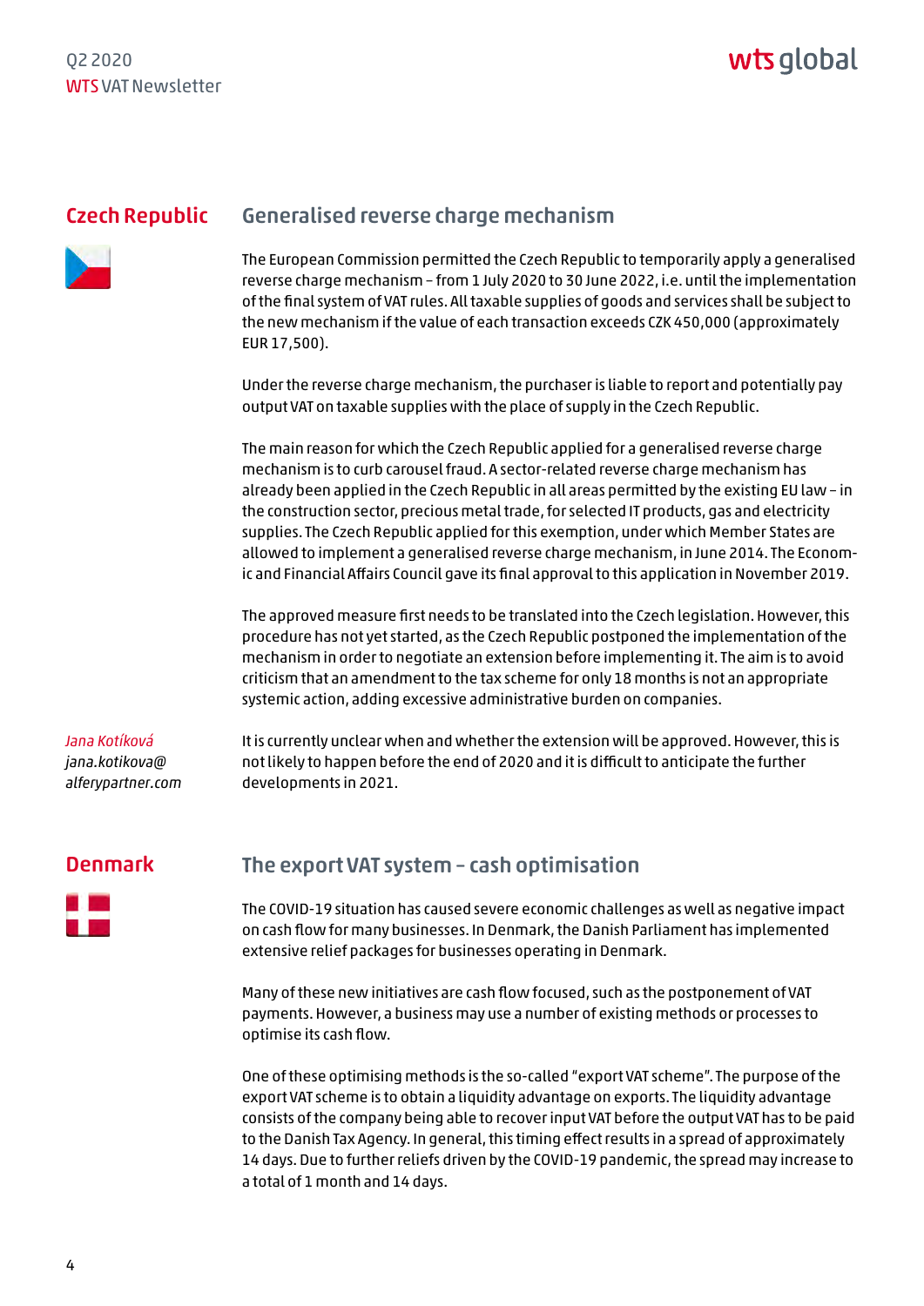## Czech Republic

### Generalised reverse charge mechanism

The European Commission permitted the Czech Republic to temporarily apply a generalised reverse charge mechanism – from 1 July 2020 to 30 June 2022, i.e. until the implementation of the final system of VAT rules. All taxable supplies of goods and services shall be subject to the new mechanism if the value of each transaction exceeds CZK 450,000 (approximately EUR 17,500).

Under the reverse charge mechanism, the purchaser is liable to report and potentially pay output VAT on taxable supplies with the place of supply in the Czech Republic.

The main reason for which the Czech Republic applied for a generalised reverse charge mechanism is to curb carousel fraud. A sector-related reverse charge mechanism has already been applied in the Czech Republic in all areas permitted by the existing EU law – in the construction sector, precious metal trade, for selected IT products, gas and electricity supplies. The Czech Republic applied for this exemption, under which Member States are allowed to implement a generalised reverse charge mechanism, in June 2014. The Economic and Financial Affairs Council gave its final approval to this application in November 2019.

The approved measure first needs to be translated into the Czech legislation. However, this procedure has not yet started, as the Czech Republic postponed the implementation of the mechanism in order to negotiate an extension before implementing it. The aim is to avoid criticism that an amendment to the tax scheme for only 18 months is not an appropriate systemic action, adding excessive administrative burden on companies.

It is currently unclear when and whether the extension will be approved. However, this is not likely to happen before the end of 2020 and it is difficult to anticipate the further developments in 2021.

*Jana Kotíková*
*jana.kotikova@alferypartner.com*

## Denmark

### The export VAT system – cash optimisation

The COVID-19 situation has caused severe economic challenges as well as negative impact on cash flow for many businesses. In Denmark, the Danish Parliament has implemented extensive relief packages for businesses operating in Denmark.

Many of these new initiatives are cash flow focused, such as the postponement of VAT payments. However, a business may use a number of existing methods or processes to optimise its cash flow.

One of these optimising methods is the so-called "export VAT scheme". The purpose of the export VAT scheme is to obtain a liquidity advantage on exports. The liquidity advantage consists of the company being able to recover input VAT before the output VAT has to be paid to the Danish Tax Agency. In general, this timing effect results in a spread of approximately 14 days. Due to further reliefs driven by the COVID-19 pandemic, the spread may increase to a total of 1 month and 14 days.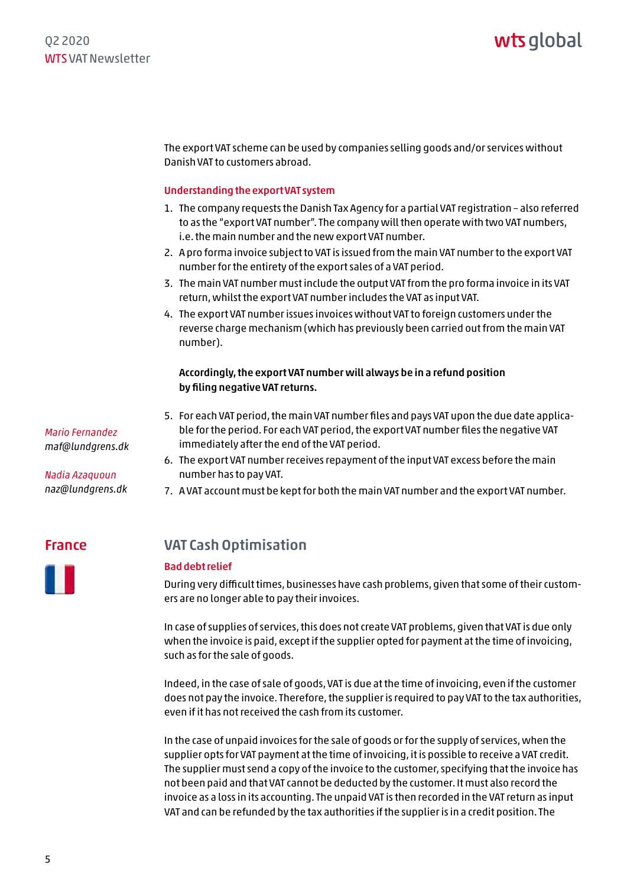The export VAT scheme can be used by companies selling goods and/or services without Danish VAT to customers abroad.

### Understanding the export VAT system

1. The company requests the Danish Tax Agency for a partial VAT registration – also referred to as the "export VAT number". The company will then operate with two VAT numbers, i.e. the main number and the new export VAT number.
2. A pro forma invoice subject to VAT is issued from the main VAT number to the export VAT number for the entirety of the export sales of a VAT period.
3. The main VAT number must include the output VAT from the pro forma invoice in its VAT return, whilst the export VAT number includes the VAT as input VAT.
4. The export VAT number issues invoices without VAT to foreign customers under the reverse charge mechanism (which has previously been carried out from the main VAT number).

**Accordingly, the export VAT number will always be in a refund position by filing negative VAT returns.**

5. For each VAT period, the main VAT number files and pays VAT upon the due date applicable for the period. For each VAT period, the export VAT number files the negative VAT immediately after the end of the VAT period.
6. The export VAT number receives repayment of the input VAT excess before the main number has to pay VAT.
7. A VAT account must be kept for both the main VAT number and the export VAT number.

*Mario Fernandez*
*maf@lundgrens.dk*

*Nadia Azaquoun*
*naz@lundgrens.dk*

## France

## VAT Cash Optimisation

### Bad debt relief

During very difficult times, businesses have cash problems, given that some of their customers are no longer able to pay their invoices.

In case of supplies of services, this does not create VAT problems, given that VAT is due only when the invoice is paid, except if the supplier opted for payment at the time of invoicing, such as for the sale of goods.

Indeed, in the case of sale of goods, VAT is due at the time of invoicing, even if the customer does not pay the invoice. Therefore, the supplier is required to pay VAT to the tax authorities, even if it has not received the cash from its customer.

In the case of unpaid invoices for the sale of goods or for the supply of services, when the supplier opts for VAT payment at the time of invoicing, it is possible to receive a VAT credit. The supplier must send a copy of the invoice to the customer, specifying that the invoice has not been paid and that VAT cannot be deducted by the customer. It must also record the invoice as a loss in its accounting. The unpaid VAT is then recorded in the VAT return as input VAT and can be refunded by the tax authorities if the supplier is in a credit position. The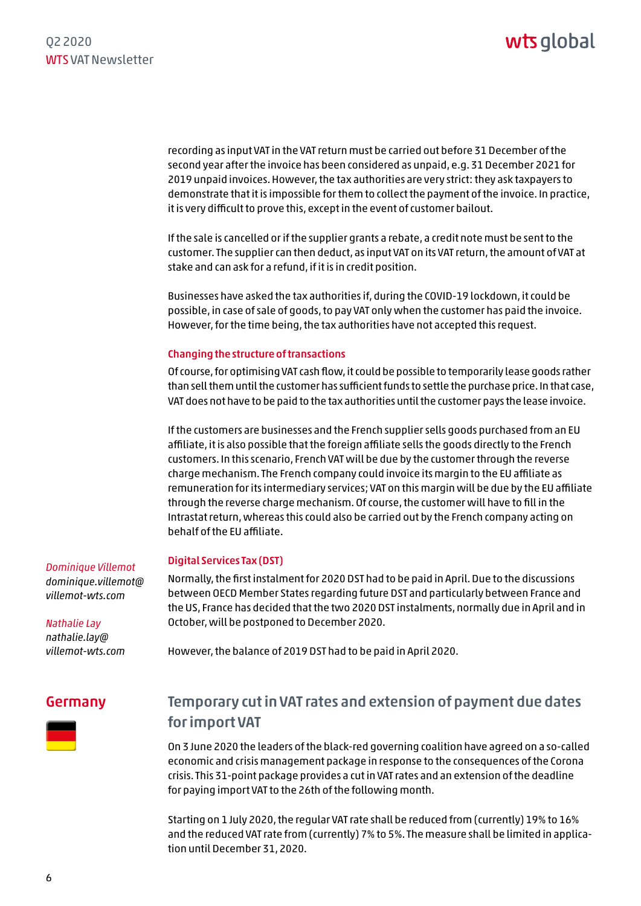recording as input VAT in the VAT return must be carried out before 31 December of the second year after the invoice has been considered as unpaid, e.g. 31 December 2021 for 2019 unpaid invoices. However, the tax authorities are very strict: they ask taxpayers to demonstrate that it is impossible for them to collect the payment of the invoice. In practice, it is very difficult to prove this, except in the event of customer bailout.

If the sale is cancelled or if the supplier grants a rebate, a credit note must be sent to the customer. The supplier can then deduct, as input VAT on its VAT return, the amount of VAT at stake and can ask for a refund, if it is in credit position.

Businesses have asked the tax authorities if, during the COVID-19 lockdown, it could be possible, in case of sale of goods, to pay VAT only when the customer has paid the invoice. However, for the time being, the tax authorities have not accepted this request.

#### Changing the structure of transactions

Of course, for optimising VAT cash flow, it could be possible to temporarily lease goods rather than sell them until the customer has sufficient funds to settle the purchase price. In that case, VAT does not have to be paid to the tax authorities until the customer pays the lease invoice.

If the customers are businesses and the French supplier sells goods purchased from an EU affiliate, it is also possible that the foreign affiliate sells the goods directly to the French customers. In this scenario, French VAT will be due by the customer through the reverse charge mechanism. The French company could invoice its margin to the EU affiliate as remuneration for its intermediary services; VAT on this margin will be due by the EU affiliate through the reverse charge mechanism. Of course, the customer will have to fill in the Intrastat return, whereas this could also be carried out by the French company acting on behalf of the EU affiliate.

#### Digital Services Tax (DST)

Normally, the first instalment for 2020 DST had to be paid in April. Due to the discussions between OECD Member States regarding future DST and particularly between France and the US, France has decided that the two 2020 DST instalments, normally due in April and in October, will be postponed to December 2020.

However, the balance of 2019 DST had to be paid in April 2020.

*Dominique Villemot*
*dominique.villemot@villemot-wts.com*

*Nathalie Lay*
*nathalie.lay@villemot-wts.com*

## Germany

### Temporary cut in VAT rates and extension of payment due dates for import VAT

On 3 June 2020 the leaders of the black-red governing coalition have agreed on a so-called economic and crisis management package in response to the consequences of the Corona crisis. This 31-point package provides a cut in VAT rates and an extension of the deadline for paying import VAT to the 26th of the following month.

Starting on 1 July 2020, the regular VAT rate shall be reduced from (currently) 19% to 16% and the reduced VAT rate from (currently) 7% to 5%. The measure shall be limited in application until December 31, 2020.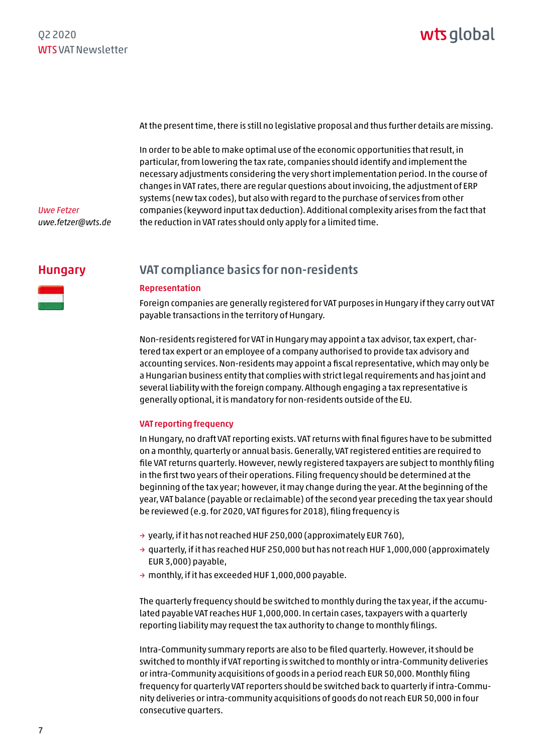At the present time, there is still no legislative proposal and thus further details are missing.

In order to be able to make optimal use of the economic opportunities that result, in particular, from lowering the tax rate, companies should identify and implement the necessary adjustments considering the very short implementation period. In the course of changes in VAT rates, there are regular questions about invoicing, the adjustment of ERP systems (new tax codes), but also with regard to the purchase of services from other companies (keyword input tax deduction). Additional complexity arises from the fact that the reduction in VAT rates should only apply for a limited time.

*Uwe Fetzer*
*uwe.fetzer@wts.de*

## Hungary

### VAT compliance basics for non-residents

**Representation**

Foreign companies are generally registered for VAT purposes in Hungary if they carry out VAT payable transactions in the territory of Hungary.

Non-residents registered for VAT in Hungary may appoint a tax advisor, tax expert, chartered tax expert or an employee of a company authorised to provide tax advisory and accounting services. Non-residents may appoint a fiscal representative, which may only be a Hungarian business entity that complies with strict legal requirements and has joint and several liability with the foreign company. Although engaging a tax representative is generally optional, it is mandatory for non-residents outside of the EU.

**VAT reporting frequency**

In Hungary, no draft VAT reporting exists. VAT returns with final figures have to be submitted on a monthly, quarterly or annual basis. Generally, VAT registered entities are required to file VAT returns quarterly. However, newly registered taxpayers are subject to monthly filing in the first two years of their operations. Filing frequency should be determined at the beginning of the tax year; however, it may change during the year. At the beginning of the year, VAT balance (payable or reclaimable) of the second year preceding the tax year should be reviewed (e.g. for 2020, VAT figures for 2018), filing frequency is

- yearly, if it has not reached HUF 250,000 (approximately EUR 760),
- quarterly, if it has reached HUF 250,000 but has not reach HUF 1,000,000 (approximately EUR 3,000) payable,
- monthly, if it has exceeded HUF 1,000,000 payable.

The quarterly frequency should be switched to monthly during the tax year, if the accumulated payable VAT reaches HUF 1,000,000. In certain cases, taxpayers with a quarterly reporting liability may request the tax authority to change to monthly filings.

Intra-Community summary reports are also to be filed quarterly. However, it should be switched to monthly if VAT reporting is switched to monthly or intra-Community deliveries or intra-Community acquisitions of goods in a period reach EUR 50,000. Monthly filing frequency for quarterly VAT reporters should be switched back to quarterly if intra-Community deliveries or intra-community acquisitions of goods do not reach EUR 50,000 in four consecutive quarters.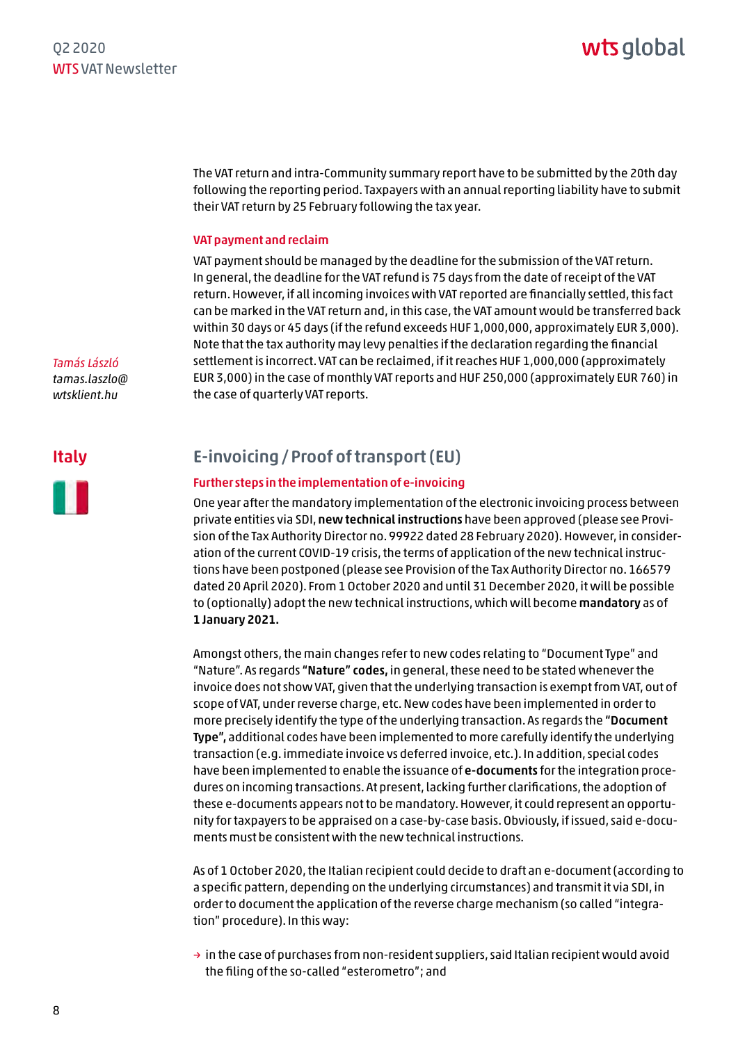The VAT return and intra-Community summary report have to be submitted by the 20th day following the reporting period. Taxpayers with an annual reporting liability have to submit their VAT return by 25 February following the tax year.

#### VAT payment and reclaim

VAT payment should be managed by the deadline for the submission of the VAT return. In general, the deadline for the VAT refund is 75 days from the date of receipt of the VAT return. However, if all incoming invoices with VAT reported are financially settled, this fact can be marked in the VAT return and, in this case, the VAT amount would be transferred back within 30 days or 45 days (if the refund exceeds HUF 1,000,000, approximately EUR 3,000). Note that the tax authority may levy penalties if the declaration regarding the financial settlement is incorrect. VAT can be reclaimed, if it reaches HUF 1,000,000 (approximately EUR 3,000) in the case of monthly VAT reports and HUF 250,000 (approximately EUR 760) in the case of quarterly VAT reports.

*Tamás László*
*tamas.laszlo@wtsklient.hu*

## Italy

### E-invoicing / Proof of transport (EU)

#### Further steps in the implementation of e-invoicing

One year after the mandatory implementation of the electronic invoicing process between private entities via SDI, **new technical instructions** have been approved (please see Provision of the Tax Authority Director no. 99922 dated 28 February 2020). However, in consideration of the current COVID-19 crisis, the terms of application of the new technical instructions have been postponed (please see Provision of the Tax Authority Director no. 166579 dated 20 April 2020). From 1 October 2020 and until 31 December 2020, it will be possible to (optionally) adopt the new technical instructions, which will become **mandatory** as of **1 January 2021.**

Amongst others, the main changes refer to new codes relating to "Document Type" and "Nature". As regards **"Nature" codes,** in general, these need to be stated whenever the invoice does not show VAT, given that the underlying transaction is exempt from VAT, out of scope of VAT, under reverse charge, etc. New codes have been implemented in order to more precisely identify the type of the underlying transaction. As regards the **"Document Type",** additional codes have been implemented to more carefully identify the underlying transaction (e.g. immediate invoice vs deferred invoice, etc.). In addition, special codes have been implemented to enable the issuance of **e-documents** for the integration procedures on incoming transactions. At present, lacking further clarifications, the adoption of these e-documents appears not to be mandatory. However, it could represent an opportunity for taxpayers to be appraised on a case-by-case basis. Obviously, if issued, said e-documents must be consistent with the new technical instructions.

As of 1 October 2020, the Italian recipient could decide to draft an e-document (according to a specific pattern, depending on the underlying circumstances) and transmit it via SDI, in order to document the application of the reverse charge mechanism (so called "integration" procedure). In this way:

- in the case of purchases from non-resident suppliers, said Italian recipient would avoid the filing of the so-called "esterometro"; and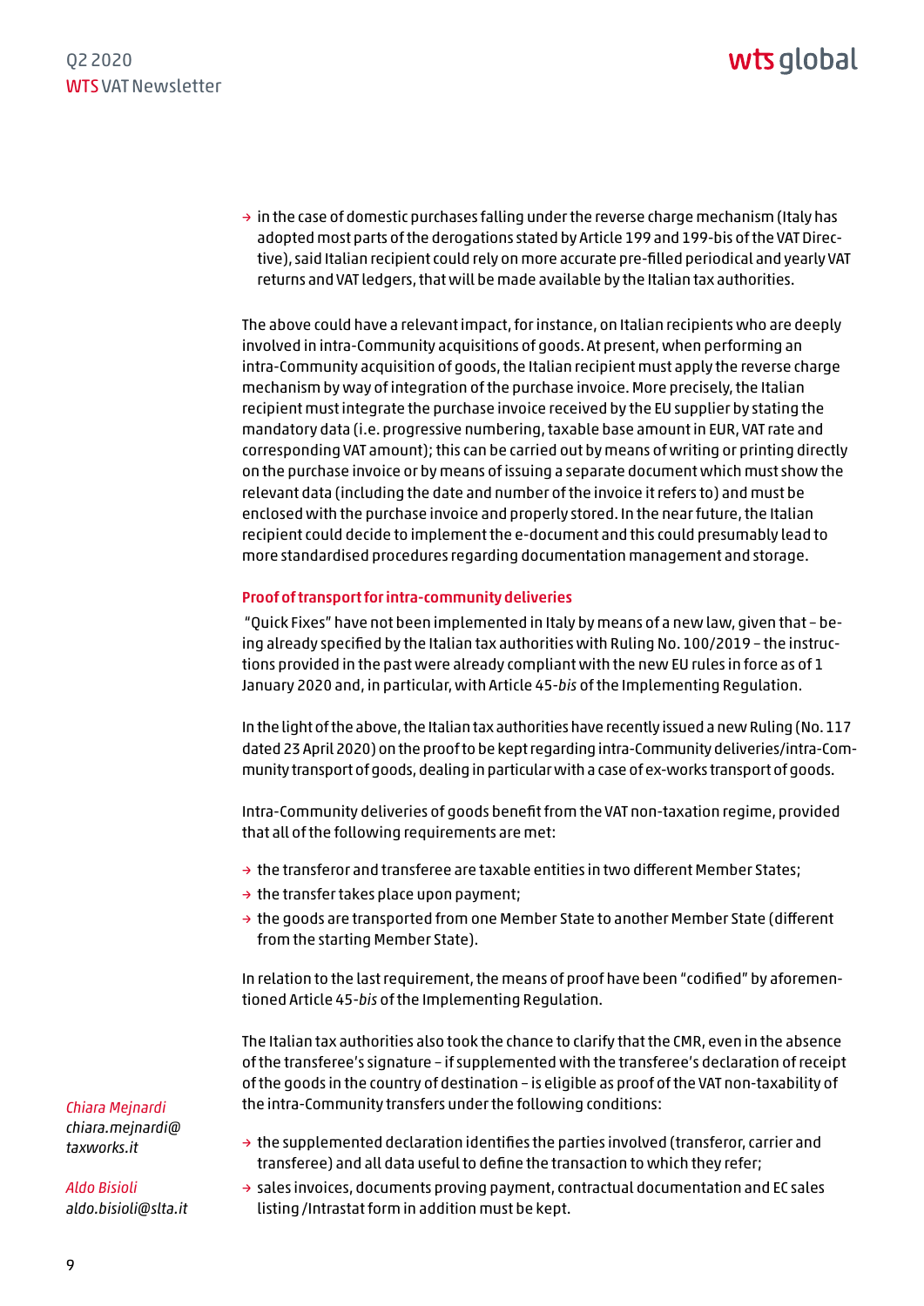- in the case of domestic purchases falling under the reverse charge mechanism (Italy has adopted most parts of the derogations stated by Article 199 and 199-bis of the VAT Directive), said Italian recipient could rely on more accurate pre-filled periodical and yearly VAT returns and VAT ledgers, that will be made available by the Italian tax authorities.

The above could have a relevant impact, for instance, on Italian recipients who are deeply involved in intra-Community acquisitions of goods. At present, when performing an intra-Community acquisition of goods, the Italian recipient must apply the reverse charge mechanism by way of integration of the purchase invoice. More precisely, the Italian recipient must integrate the purchase invoice received by the EU supplier by stating the mandatory data (i.e. progressive numbering, taxable base amount in EUR, VAT rate and corresponding VAT amount); this can be carried out by means of writing or printing directly on the purchase invoice or by means of issuing a separate document which must show the relevant data (including the date and number of the invoice it refers to) and must be enclosed with the purchase invoice and properly stored. In the near future, the Italian recipient could decide to implement the e-document and this could presumably lead to more standardised procedures regarding documentation management and storage.

### Proof of transport for intra-community deliveries

"Quick Fixes" have not been implemented in Italy by means of a new law, given that – being already specified by the Italian tax authorities with Ruling No. 100/2019 – the instructions provided in the past were already compliant with the new EU rules in force as of 1 January 2020 and, in particular, with Article 45-*bis* of the Implementing Regulation.

In the light of the above, the Italian tax authorities have recently issued a new Ruling (No. 117 dated 23 April 2020) on the proof to be kept regarding intra-Community deliveries/intra-Community transport of goods, dealing in particular with a case of ex-works transport of goods.

Intra-Community deliveries of goods benefit from the VAT non-taxation regime, provided that all of the following requirements are met:

- the transferor and transferee are taxable entities in two different Member States;
- the transfer takes place upon payment;
- the goods are transported from one Member State to another Member State (different from the starting Member State).

In relation to the last requirement, the means of proof have been "codified" by aforementioned Article 45-*bis* of the Implementing Regulation.

The Italian tax authorities also took the chance to clarify that the CMR, even in the absence of the transferee's signature – if supplemented with the transferee's declaration of receipt of the goods in the country of destination – is eligible as proof of the VAT non-taxability of the intra-Community transfers under the following conditions:

- the supplemented declaration identifies the parties involved (transferor, carrier and transferee) and all data useful to define the transaction to which they refer;
- sales invoices, documents proving payment, contractual documentation and EC sales listing /Intrastat form in addition must be kept.

*Chiara Mejnardi*
*chiara.mejnardi@taxworks.it*

*Aldo Bisioli*
*aldo.bisioli@slta.it*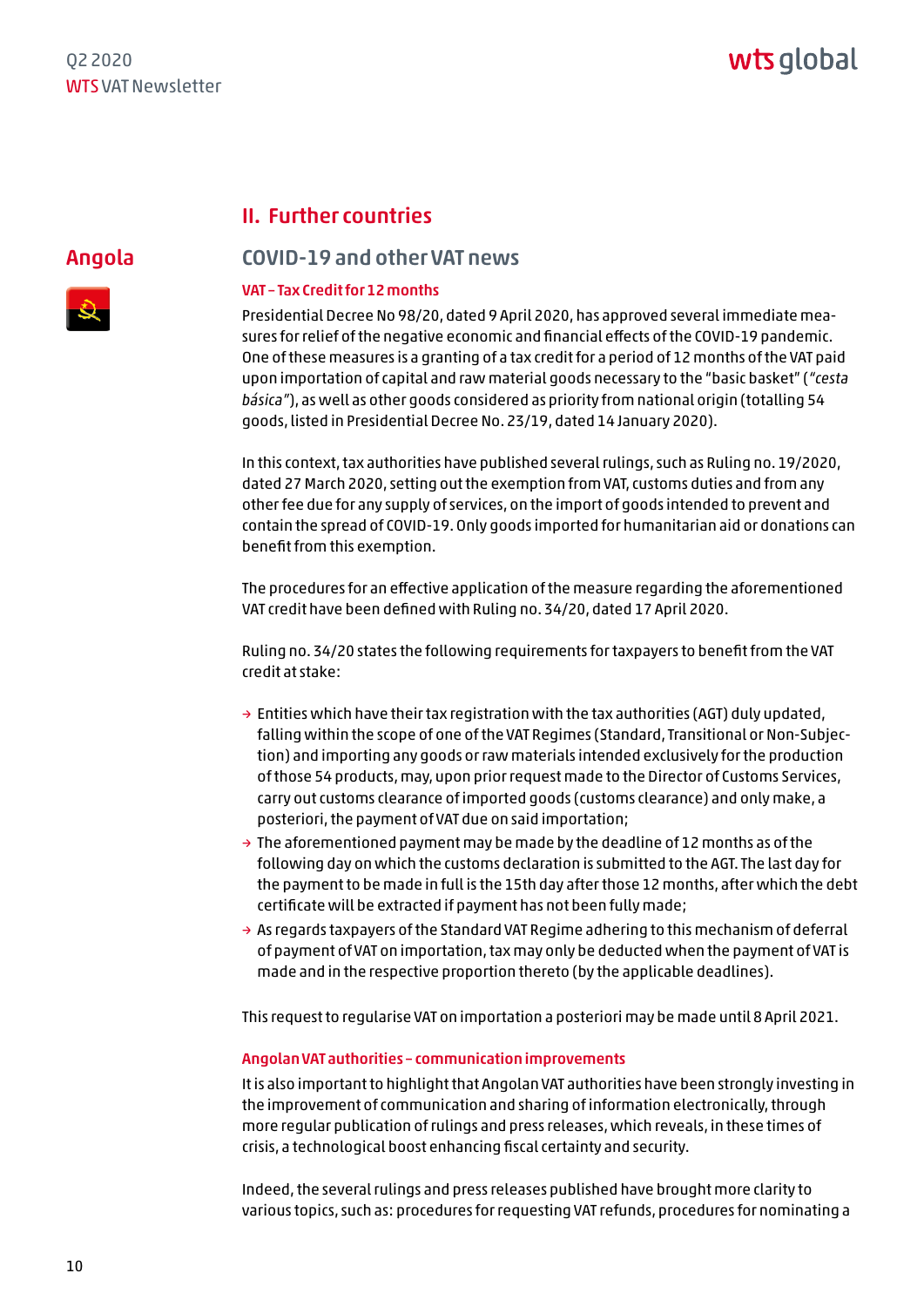## II. Further countries

## Angola

### COVID-19 and other VAT news

#### VAT – Tax Credit for 12 months

Presidential Decree No 98/20, dated 9 April 2020, has approved several immediate measures for relief of the negative economic and financial effects of the COVID-19 pandemic. One of these measures is a granting of a tax credit for a period of 12 months of the VAT paid upon importation of capital and raw material goods necessary to the "basic basket" (*"cesta básica"*), as well as other goods considered as priority from national origin (totalling 54 goods, listed in Presidential Decree No. 23/19, dated 14 January 2020).

In this context, tax authorities have published several rulings, such as Ruling no. 19/2020, dated 27 March 2020, setting out the exemption from VAT, customs duties and from any other fee due for any supply of services, on the import of goods intended to prevent and contain the spread of COVID-19. Only goods imported for humanitarian aid or donations can benefit from this exemption.

The procedures for an effective application of the measure regarding the aforementioned VAT credit have been defined with Ruling no. 34/20, dated 17 April 2020.

Ruling no. 34/20 states the following requirements for taxpayers to benefit from the VAT credit at stake:

- Entities which have their tax registration with the tax authorities (AGT) duly updated, falling within the scope of one of the VAT Regimes (Standard, Transitional or Non-Subjection) and importing any goods or raw materials intended exclusively for the production of those 54 products, may, upon prior request made to the Director of Customs Services, carry out customs clearance of imported goods (customs clearance) and only make, a posteriori, the payment of VAT due on said importation;
- The aforementioned payment may be made by the deadline of 12 months as of the following day on which the customs declaration is submitted to the AGT. The last day for the payment to be made in full is the 15th day after those 12 months, after which the debt certificate will be extracted if payment has not been fully made;
- As regards taxpayers of the Standard VAT Regime adhering to this mechanism of deferral of payment of VAT on importation, tax may only be deducted when the payment of VAT is made and in the respective proportion thereto (by the applicable deadlines).

This request to regularise VAT on importation a posteriori may be made until 8 April 2021.

#### Angolan VAT authorities – communication improvements

It is also important to highlight that Angolan VAT authorities have been strongly investing in the improvement of communication and sharing of information electronically, through more regular publication of rulings and press releases, which reveals, in these times of crisis, a technological boost enhancing fiscal certainty and security.

Indeed, the several rulings and press releases published have brought more clarity to various topics, such as: procedures for requesting VAT refunds, procedures for nominating a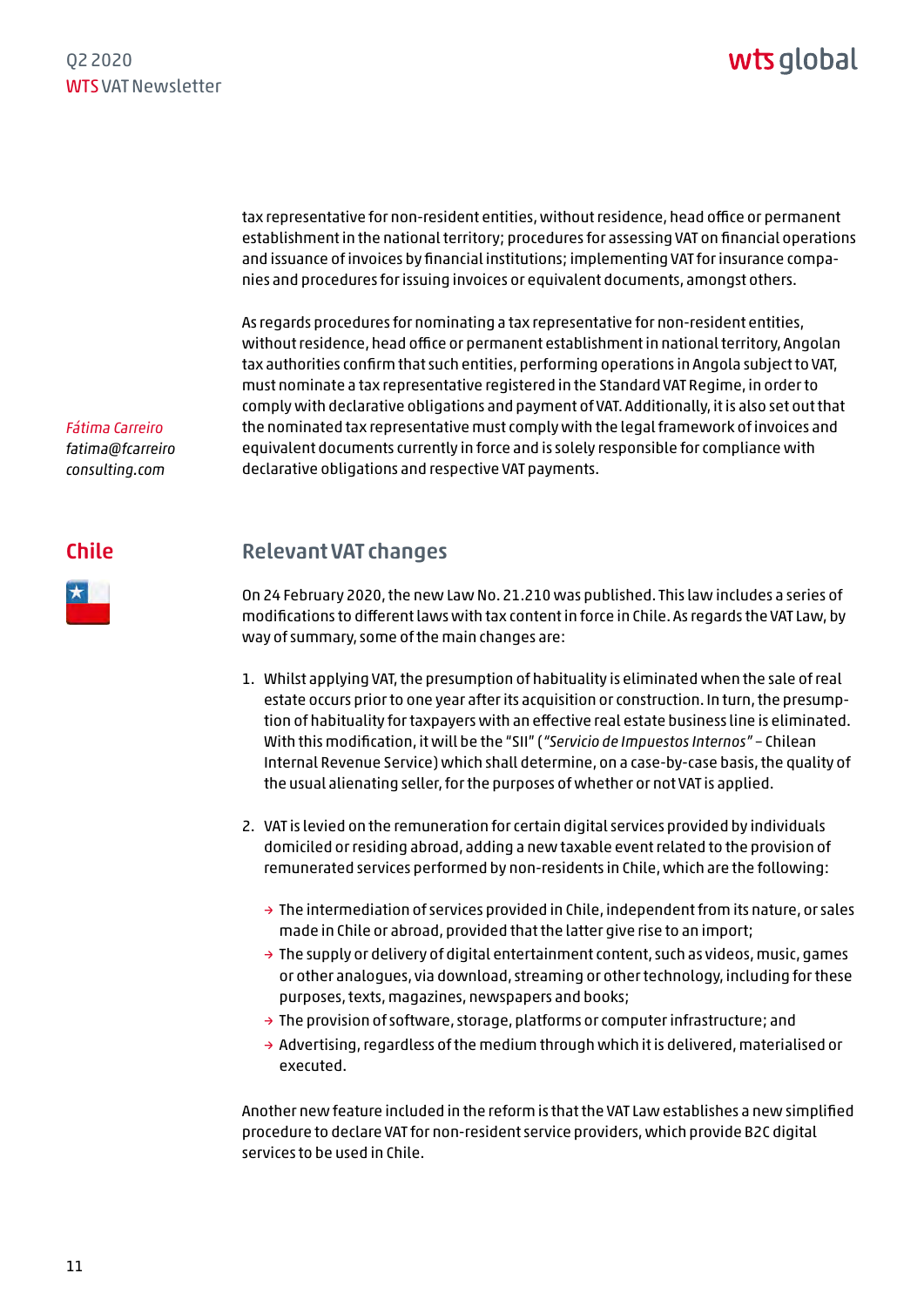tax representative for non-resident entities, without residence, head office or permanent establishment in the national territory; procedures for assessing VAT on financial operations and issuance of invoices by financial institutions; implementing VAT for insurance companies and procedures for issuing invoices or equivalent documents, amongst others.

As regards procedures for nominating a tax representative for non-resident entities, without residence, head office or permanent establishment in national territory, Angolan tax authorities confirm that such entities, performing operations in Angola subject to VAT, must nominate a tax representative registered in the Standard VAT Regime, in order to comply with declarative obligations and payment of VAT. Additionally, it is also set out that the nominated tax representative must comply with the legal framework of invoices and equivalent documents currently in force and is solely responsible for compliance with declarative obligations and respective VAT payments.

*Fátima Carreiro*
*fatima@fcarreiro consulting.com*

## Chile

### Relevant VAT changes

On 24 February 2020, the new Law No. 21.210 was published. This law includes a series of modifications to different laws with tax content in force in Chile. As regards the VAT Law, by way of summary, some of the main changes are:

1. Whilst applying VAT, the presumption of habituality is eliminated when the sale of real estate occurs prior to one year after its acquisition or construction. In turn, the presumption of habituality for taxpayers with an effective real estate business line is eliminated. With this modification, it will be the "SII" (*"Servicio de Impuestos Internos"* – Chilean Internal Revenue Service) which shall determine, on a case-by-case basis, the quality of the usual alienating seller, for the purposes of whether or not VAT is applied.

2. VAT is levied on the remuneration for certain digital services provided by individuals domiciled or residing abroad, adding a new taxable event related to the provision of remunerated services performed by non-residents in Chile, which are the following:

   - The intermediation of services provided in Chile, independent from its nature, or sales made in Chile or abroad, provided that the latter give rise to an import;
   - The supply or delivery of digital entertainment content, such as videos, music, games or other analogues, via download, streaming or other technology, including for these purposes, texts, magazines, newspapers and books;
   - The provision of software, storage, platforms or computer infrastructure; and
   - Advertising, regardless of the medium through which it is delivered, materialised or executed.

Another new feature included in the reform is that the VAT Law establishes a new simplified procedure to declare VAT for non-resident service providers, which provide B2C digital services to be used in Chile.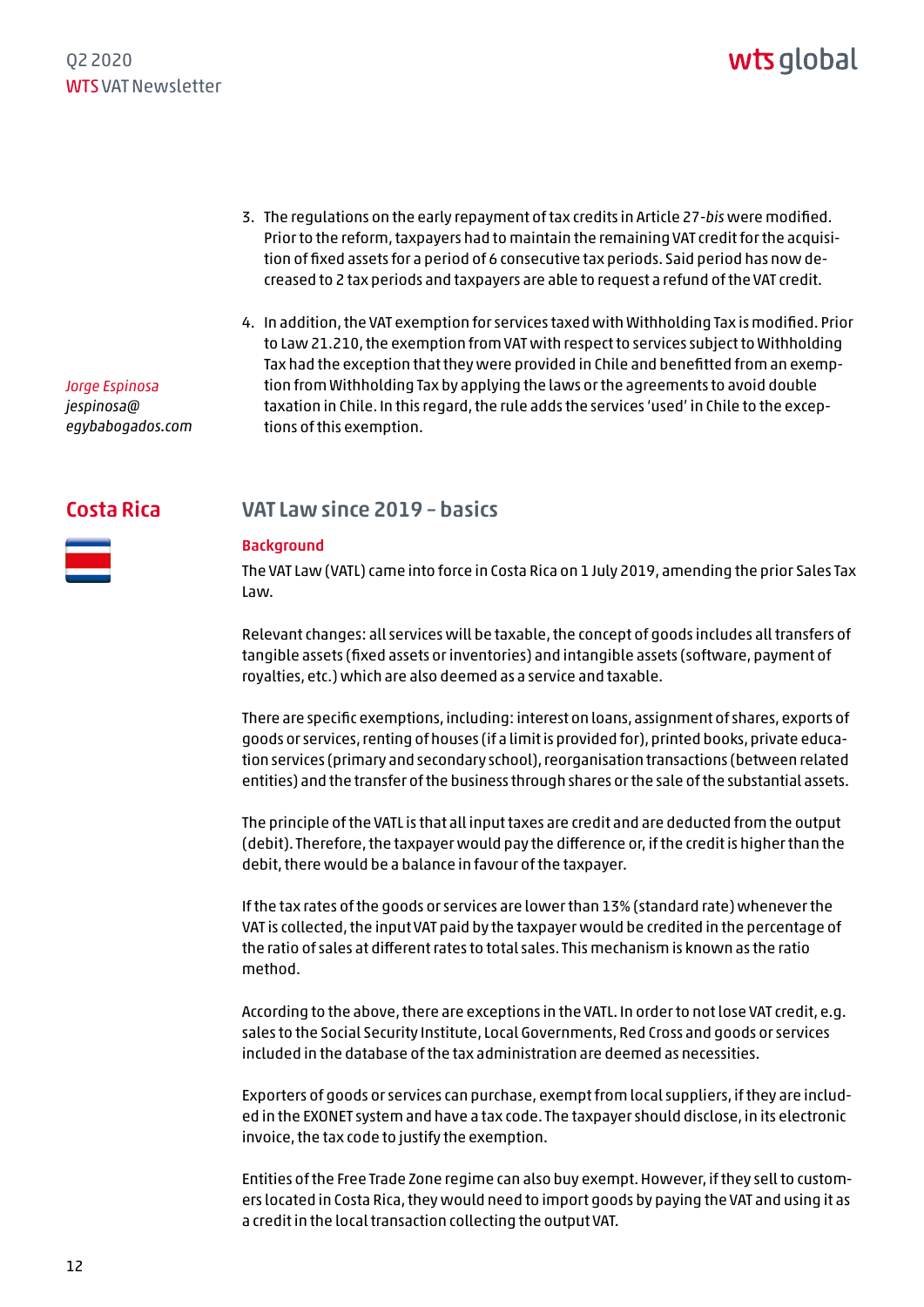3. The regulations on the early repayment of tax credits in Article 27-*bis* were modified. Prior to the reform, taxpayers had to maintain the remaining VAT credit for the acquisition of fixed assets for a period of 6 consecutive tax periods. Said period has now decreased to 2 tax periods and taxpayers are able to request a refund of the VAT credit.

4. In addition, the VAT exemption for services taxed with Withholding Tax is modified. Prior to Law 21.210, the exemption from VAT with respect to services subject to Withholding Tax had the exception that they were provided in Chile and benefitted from an exemption from Withholding Tax by applying the laws or the agreements to avoid double taxation in Chile. In this regard, the rule adds the services 'used' in Chile to the exceptions of this exemption.

*Jorge Espinosa*
*jespinosa@egybabogados.com*

## Costa Rica

### VAT Law since 2019 – basics

**Background**

The VAT Law (VATL) came into force in Costa Rica on 1 July 2019, amending the prior Sales Tax Law.

Relevant changes: all services will be taxable, the concept of goods includes all transfers of tangible assets (fixed assets or inventories) and intangible assets (software, payment of royalties, etc.) which are also deemed as a service and taxable.

There are specific exemptions, including: interest on loans, assignment of shares, exports of goods or services, renting of houses (if a limit is provided for), printed books, private education services (primary and secondary school), reorganisation transactions (between related entities) and the transfer of the business through shares or the sale of the substantial assets.

The principle of the VATL is that all input taxes are credit and are deducted from the output (debit). Therefore, the taxpayer would pay the difference or, if the credit is higher than the debit, there would be a balance in favour of the taxpayer.

If the tax rates of the goods or services are lower than 13% (standard rate) whenever the VAT is collected, the input VAT paid by the taxpayer would be credited in the percentage of the ratio of sales at different rates to total sales. This mechanism is known as the ratio method.

According to the above, there are exceptions in the VATL. In order to not lose VAT credit, e.g. sales to the Social Security Institute, Local Governments, Red Cross and goods or services included in the database of the tax administration are deemed as necessities.

Exporters of goods or services can purchase, exempt from local suppliers, if they are included in the EXONET system and have a tax code. The taxpayer should disclose, in its electronic invoice, the tax code to justify the exemption.

Entities of the Free Trade Zone regime can also buy exempt. However, if they sell to customers located in Costa Rica, they would need to import goods by paying the VAT and using it as a credit in the local transaction collecting the output VAT.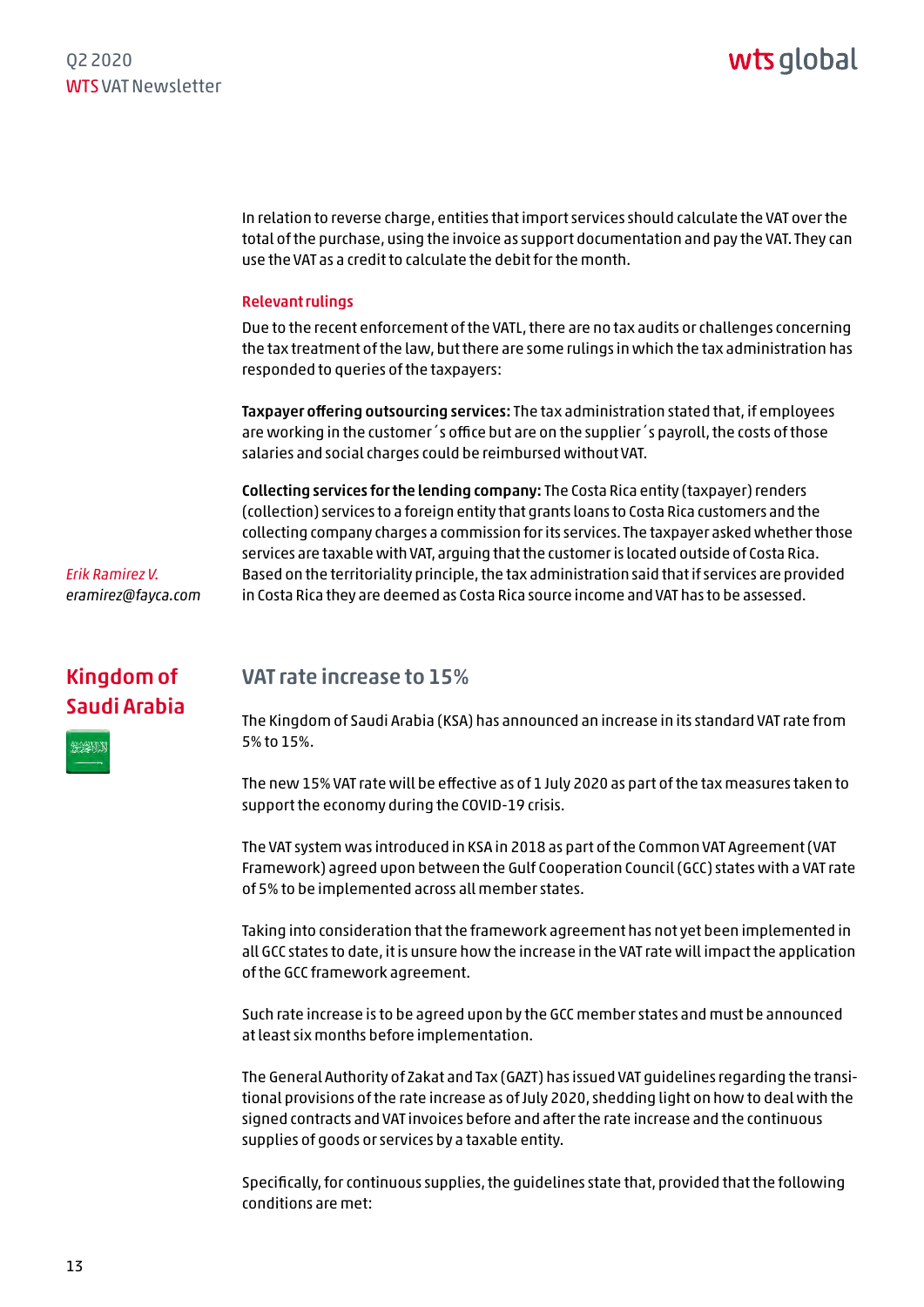In relation to reverse charge, entities that import services should calculate the VAT over the total of the purchase, using the invoice as support documentation and pay the VAT. They can use the VAT as a credit to calculate the debit for the month.

### Relevant rulings

Due to the recent enforcement of the VATL, there are no tax audits or challenges concerning the tax treatment of the law, but there are some rulings in which the tax administration has responded to queries of the taxpayers:

**Taxpayer offering outsourcing services:** The tax administration stated that, if employees are working in the customer´s office but are on the supplier´s payroll, the costs of those salaries and social charges could be reimbursed without VAT.

**Collecting services for the lending company:** The Costa Rica entity (taxpayer) renders (collection) services to a foreign entity that grants loans to Costa Rica customers and the collecting company charges a commission for its services. The taxpayer asked whether those services are taxable with VAT, arguing that the customer is located outside of Costa Rica. Based on the territoriality principle, the tax administration said that if services are provided in Costa Rica they are deemed as Costa Rica source income and VAT has to be assessed.

*Erik Ramirez V.*
*eramirez@fayca.com*

## Kingdom of Saudi Arabia

### VAT rate increase to 15%

The Kingdom of Saudi Arabia (KSA) has announced an increase in its standard VAT rate from 5% to 15%.

The new 15% VAT rate will be effective as of 1 July 2020 as part of the tax measures taken to support the economy during the COVID-19 crisis.

The VAT system was introduced in KSA in 2018 as part of the Common VAT Agreement (VAT Framework) agreed upon between the Gulf Cooperation Council (GCC) states with a VAT rate of 5% to be implemented across all member states.

Taking into consideration that the framework agreement has not yet been implemented in all GCC states to date, it is unsure how the increase in the VAT rate will impact the application of the GCC framework agreement.

Such rate increase is to be agreed upon by the GCC member states and must be announced at least six months before implementation.

The General Authority of Zakat and Tax (GAZT) has issued VAT guidelines regarding the transitional provisions of the rate increase as of July 2020, shedding light on how to deal with the signed contracts and VAT invoices before and after the rate increase and the continuous supplies of goods or services by a taxable entity.

Specifically, for continuous supplies, the guidelines state that, provided that the following conditions are met: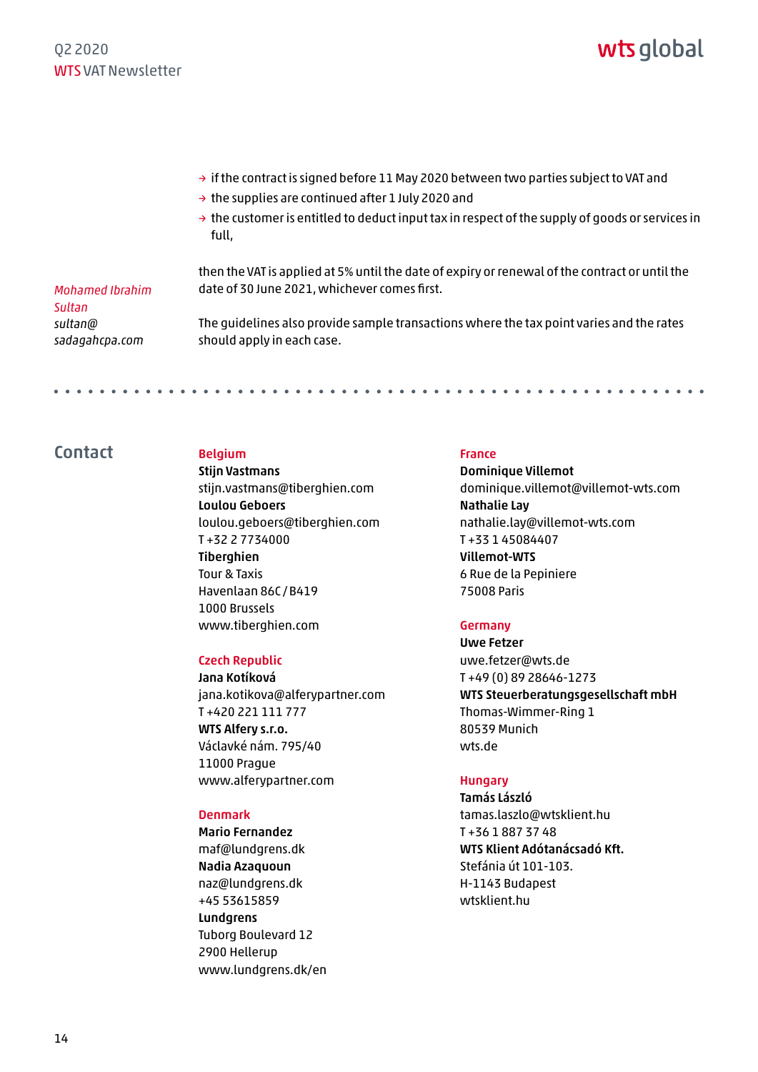- if the contract is signed before 11 May 2020 between two parties subject to VAT and
- the supplies are continued after 1 July 2020 and
- the customer is entitled to deduct input tax in respect of the supply of goods or services in full,

then the VAT is applied at 5% until the date of expiry or renewal of the contract or until the date of 30 June 2021, whichever comes first.

The guidelines also provide sample transactions where the tax point varies and the rates should apply in each case.

*Mohamed Ibrahim Sultan*
*sultan@sadagahcpa.com*

---

## Contact

**Belgium**
**Stijn Vastmans**
stijn.vastmans@tiberghien.com
**Loulou Geboers**
loulou.geboers@tiberghien.com
T +32 2 7734000
**Tiberghien**
Tour & Taxis
Havenlaan 86C / B419
1000 Brussels
www.tiberghien.com

**Czech Republic**
**Jana Kotíková**
jana.kotikova@alferypartner.com
T +420 221 111 777
**WTS Alfery s.r.o.**
Václavké nám. 795/40
11000 Prague
www.alferypartner.com

**Denmark**
**Mario Fernandez**
maf@lundgrens.dk
**Nadia Azaquoun**
naz@lundgrens.dk
+45 53615859
**Lundgrens**
Tuborg Boulevard 12
2900 Hellerup
www.lundgrens.dk/en

**France**
**Dominique Villemot**
dominique.villemot@villemot-wts.com
**Nathalie Lay**
nathalie.lay@villemot-wts.com
T +33 1 45084407
**Villemot-WTS**
6 Rue de la Pepiniere
75008 Paris

**Germany**
**Uwe Fetzer**
uwe.fetzer@wts.de
T +49 (0) 89 28646-1273
**WTS Steuerberatungsgesellschaft mbH**
Thomas-Wimmer-Ring 1
80539 Munich
wts.de

**Hungary**
**Tamás László**
tamas.laszlo@wtsklient.hu
T +36 1 887 37 48
**WTS Klient Adótanácsadó Kft.**
Stefánia út 101-103.
H-1143 Budapest
wtsklient.hu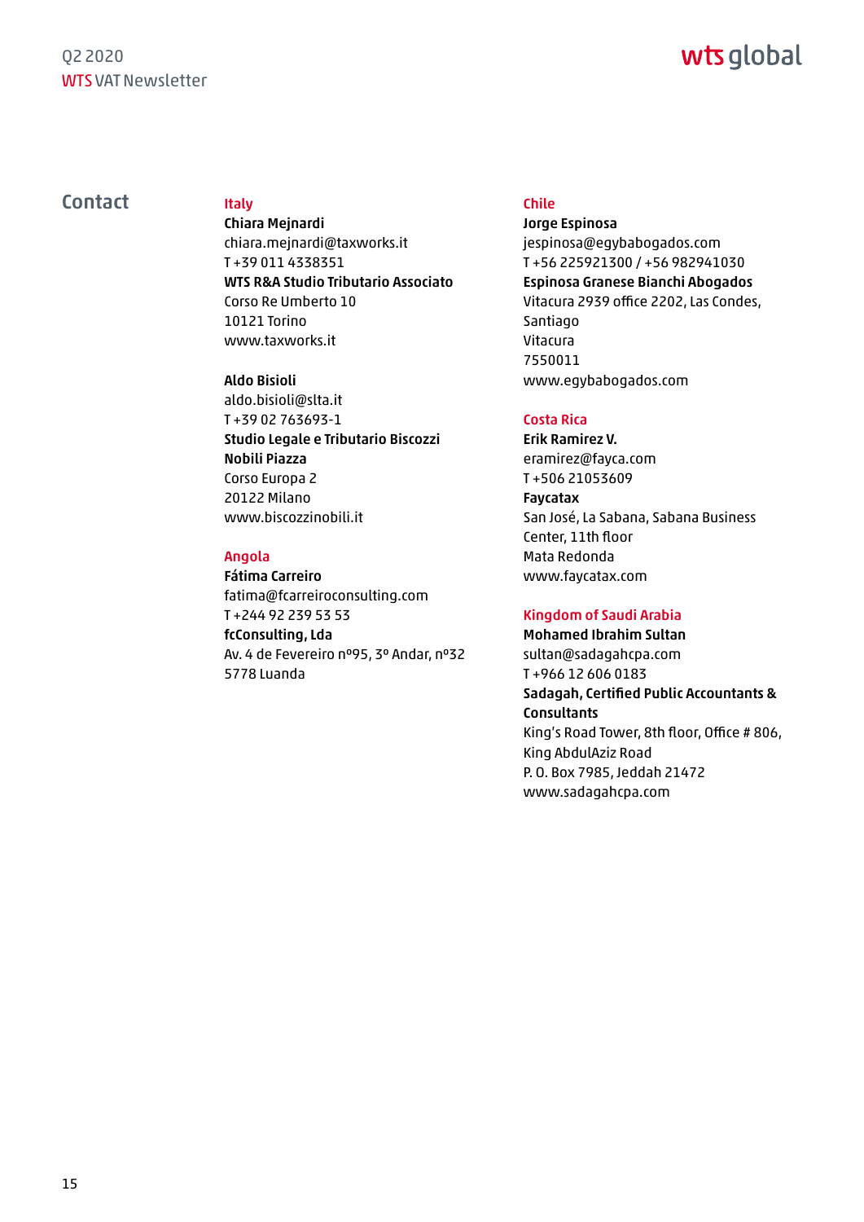## Contact

### Italy

**Chiara Mejnardi**
chiara.mejnardi@taxworks.it
T +39 011 4338351
**WTS R&A Studio Tributario Associato**
Corso Re Umberto 10
10121 Torino
www.taxworks.it

**Aldo Bisioli**
aldo.bisioli@slta.it
T +39 02 763693-1
**Studio Legale e Tributario Biscozzi Nobili Piazza**
Corso Europa 2
20122 Milano
www.biscozzinobili.it

### Angola

**Fátima Carreiro**
fatima@fcarreiroconsulting.com
T +244 92 239 53 53
**fcConsulting, Lda**
Av. 4 de Fevereiro nº95, 3º Andar, nº32
5778 Luanda

### Chile

**Jorge Espinosa**
jespinosa@egybabogados.com
T +56 225921300 / +56 982941030
**Espinosa Granese Bianchi Abogados**
Vitacura 2939 office 2202, Las Condes, Santiago
Vitacura
7550011
www.egybabogados.com

### Costa Rica

**Erik Ramirez V.**
eramirez@fayca.com
T +506 21053609
**Faycatax**
San José, La Sabana, Sabana Business Center, 11th floor
Mata Redonda
www.faycatax.com

### Kingdom of Saudi Arabia

**Mohamed Ibrahim Sultan**
sultan@sadagahcpa.com
T +966 12 606 0183
**Sadagah, Certified Public Accountants & Consultants**
King's Road Tower, 8th floor, Office # 806, King AbdulAziz Road
P. O. Box 7985, Jeddah 21472
www.sadagahcpa.com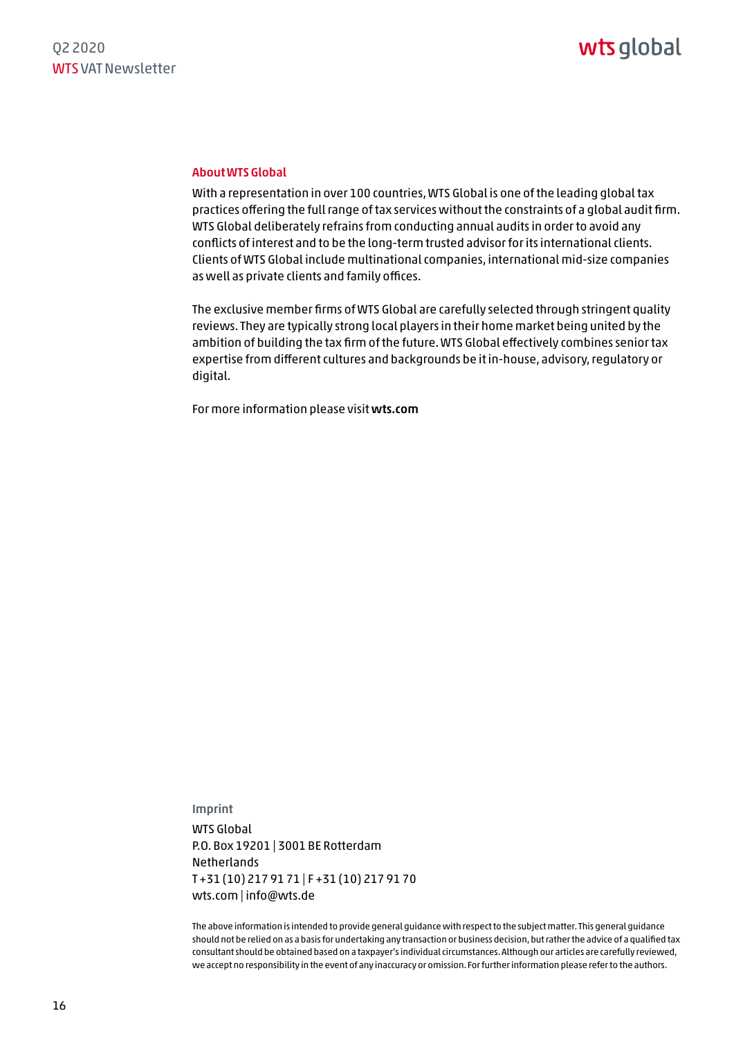## About WTS Global

With a representation in over 100 countries, WTS Global is one of the leading global tax practices offering the full range of tax services without the constraints of a global audit firm. WTS Global deliberately refrains from conducting annual audits in order to avoid any conflicts of interest and to be the long-term trusted advisor for its international clients. Clients of WTS Global include multinational companies, international mid-size companies as well as private clients and family offices.

The exclusive member firms of WTS Global are carefully selected through stringent quality reviews. They are typically strong local players in their home market being united by the ambition of building the tax firm of the future. WTS Global effectively combines senior tax expertise from different cultures and backgrounds be it in-house, advisory, regulatory or digital.

For more information please visit **wts.com**

### Imprint

WTS Global
P.O. Box 19201 | 3001 BE Rotterdam
Netherlands
T +31 (10) 217 91 71 | F +31 (10) 217 91 70
wts.com | info@wts.de

The above information is intended to provide general guidance with respect to the subject matter. This general guidance should not be relied on as a basis for undertaking any transaction or business decision, but rather the advice of a qualified tax consultant should be obtained based on a taxpayer's individual circumstances. Although our articles are carefully reviewed, we accept no responsibility in the event of any inaccuracy or omission. For further information please refer to the authors.